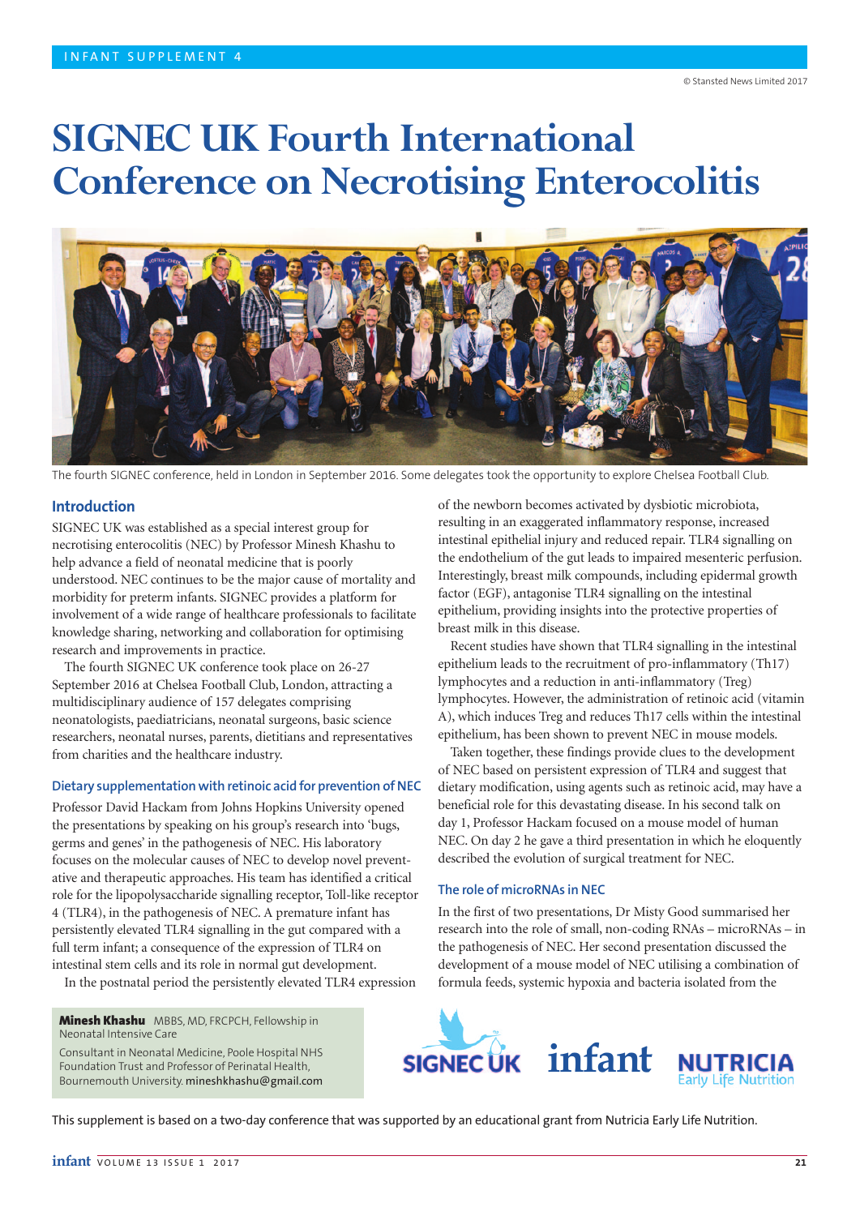# SIGNEC UK Fourth International Conference on Necrotising Enterocolitis

The fourth SIGNEC conference, held in London in September 2016. Some delegates took the opportunity to explore Chelsea Football Club.

## Introduction

SIGNEC UK was established as a special interest group for necrotising enterocolitis (NEC) by Professor Minesh Khashu to help advance a field of neonatal medicine that is poorly understood. NEC continues to be the major cause of mortality and morbidity for preterm infants. SIGNEC provides a platform for involvement of a wide range of healthcare professionals to facilitate knowledge sharing, networking and collaboration for optimising research and improvements in practice.

The fourth SIGNEC UK conference took place on 26-27 September 2016 at Chelsea Football Club, London, attracting a multidisciplinary audience of 157 delegates comprising neonatologists, paediatricians, neonatal surgeons, basic science researchers, neonatal nurses, parents, dietitians and representatives from charities and the healthcare industry.

### Dietary supplementation with retinoic acid for prevention of NEC

Professor David Hackam from Johns Hopkins University opened the presentations by speaking on his group's research into 'bugs, germs and genes' in the pathogenesis of NEC. His laboratory focuses on the molecular causes of NEC to develop novel preventative and therapeutic approaches. His team has identified a critical role for the lipopolysaccharide signalling receptor, Toll-like receptor 4 (TLR4), in the pathogenesis of NEC. A premature infant has persistently elevated TLR4 signalling in the gut compared with a full term infant; a consequence of the expression of TLR4 on intestinal stem cells and its role in normal gut development.

In the postnatal period the persistently elevated TLR4 expression of the newborn becomes activated by dysbiotic microbiota, resulting in an exaggerated inflammatory response, increased intestinal epithelial injury and reduced repair. TLR4 signalling on the endothelium of the gut leads to impaired mesenteric perfusion. Interestingly, breast milk compounds, including epidermal growth factor (EGF), antagonise TLR4 signalling on the intestinal epithelium, providing insights into the protective properties of breast milk in this disease.

Recent studies have shown that TLR4 signalling in the intestinal epithelium leads to the recruitment of pro-inflammatory (Th17) lymphocytes and a reduction in anti-inflammatory (Treg) lymphocytes. However, the administration of retinoic acid (vitamin A), which induces Treg and reduces Th17 cells within the intestinal epithelium, has been shown to prevent NEC in mouse models.

Taken together, these findings provide clues to the development of NEC based on persistent expression of TLR4 and suggest that dietary modification, using agents such as retinoic acid, may have a beneficial role for this devastating disease. In his second talk on day 1, Professor Hackam focused on a mouse model of human NEC. On day 2 he gave a third presentation in which he eloquently described the evolution of surgical treatment for NEC.

### The role of microRNAs in NEC

In the first of two presentations, Dr Misty Good summarised her research into the role of small, non-coding RNAs – microRNAs – in the pathogenesis of NEC. Her second presentation discussed the development of a mouse model of NEC utilising a combination of formula feeds, systemic hypoxia and bacteria isolated from the

**Minesh Khashu** MBBS, MD, FRCPCH, Fellowship in Neonatal Intensive Care

Consultant in Neonatal Medicine, Poole Hospital NHS Foundation Trust and Professor of Perinatal Health, Bournemouth University. mineshkhashu@gmail.com

This supplement is based on a two-day conference that was supported by an educational grant from Nutricia Early Life Nutrition.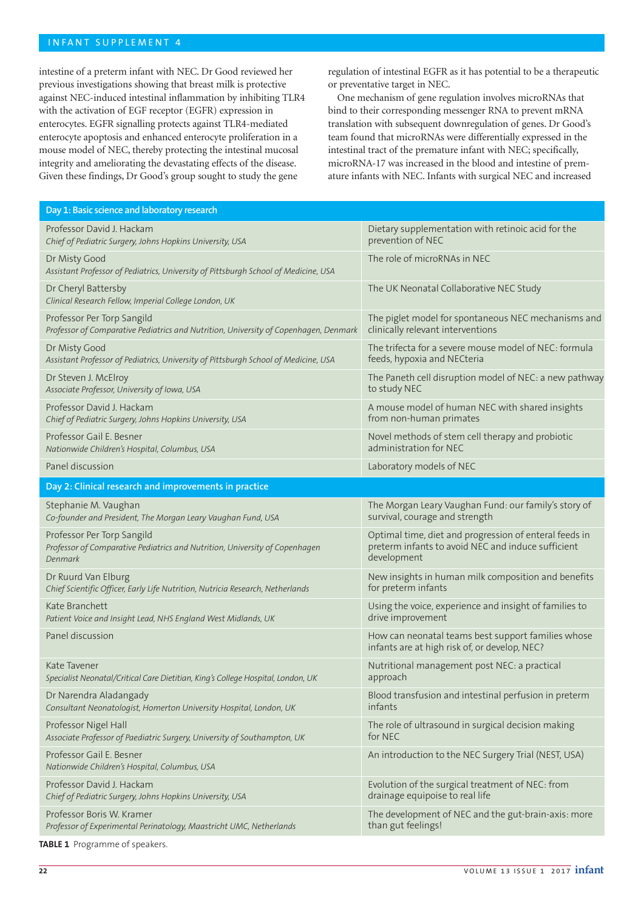intestine of a preterm infant with NEC. Dr Good reviewed her previous investigations showing that breast milk is protective against NEC-induced intestinal inflammation by inhibiting TLR4 with the activation of EGF receptor (EGFR) expression in enterocytes. EGFR signalling protects against TLR4-mediated enterocyte apoptosis and enhanced enterocyte proliferation in a mouse model of NEC, thereby protecting the intestinal mucosal integrity and ameliorating the devastating effects of the disease. Given these findings, Dr Good's group sought to study the gene regulation of intestinal EGFR as it has potential to be a therapeutic or preventative target in NEC.

One mechanism of gene regulation involves microRNAs that bind to their corresponding messenger RNA to prevent mRNA translation with subsequent downregulation of genes. Dr Good's team found that microRNAs were differentially expressed in the intestinal tract of the premature infant with NEC; specifically, microRNA-17 was increased in the blood and intestine of premature infants with NEC. Infants with surgical NEC and increased

| **Day 1: Basic science and laboratory research** | |
|---|---|
| Professor David J. Hackam<br>*Chief of Pediatric Surgery, Johns Hopkins University, USA* | Dietary supplementation with retinoic acid for the prevention of NEC |
| Dr Misty Good<br>*Assistant Professor of Pediatrics, University of Pittsburgh School of Medicine, USA* | The role of microRNAs in NEC |
| Dr Cheryl Battersby<br>*Clinical Research Fellow, Imperial College London, UK* | The UK Neonatal Collaborative NEC Study |
| Professor Per Torp Sangild<br>*Professor of Comparative Pediatrics and Nutrition, University of Copenhagen, Denmark* | The piglet model for spontaneous NEC mechanisms and clinically relevant interventions |
| Dr Misty Good<br>*Assistant Professor of Pediatrics, University of Pittsburgh School of Medicine, USA* | The trifecta for a severe mouse model of NEC: formula feeds, hypoxia and NECteria |
| Dr Steven J. McElroy<br>*Associate Professor, University of Iowa, USA* | The Paneth cell disruption model of NEC: a new pathway to study NEC |
| Professor David J. Hackam<br>*Chief of Pediatric Surgery, Johns Hopkins University, USA* | A mouse model of human NEC with shared insights from non-human primates |
| Professor Gail E. Besner<br>*Nationwide Children's Hospital, Columbus, USA* | Novel methods of stem cell therapy and probiotic administration for NEC |
| Panel discussion | Laboratory models of NEC |
| **Day 2: Clinical research and improvements in practice** | |
| Stephanie M. Vaughan<br>*Co-founder and President, The Morgan Leary Vaughan Fund, USA* | The Morgan Leary Vaughan Fund: our family's story of survival, courage and strength |
| Professor Per Torp Sangild<br>*Professor of Comparative Pediatrics and Nutrition, University of Copenhagen Denmark* | Optimal time, diet and progression of enteral feeds in preterm infants to avoid NEC and induce sufficient development |
| Dr Ruurd Van Elburg<br>*Chief Scientific Officer, Early Life Nutrition, Nutricia Research, Netherlands* | New insights in human milk composition and benefits for preterm infants |
| Kate Branchett<br>*Patient Voice and Insight Lead, NHS England West Midlands, UK* | Using the voice, experience and insight of families to drive improvement |
| Panel discussion | How can neonatal teams best support families whose infants are at high risk of, or develop, NEC? |
| Kate Tavener<br>*Specialist Neonatal/Critical Care Dietitian, King's College Hospital, London, UK* | Nutritional management post NEC: a practical approach |
| Dr Narendra Aladangady<br>*Consultant Neonatologist, Homerton University Hospital, London, UK* | Blood transfusion and intestinal perfusion in preterm infants |
| Professor Nigel Hall<br>*Associate Professor of Paediatric Surgery, University of Southampton, UK* | The role of ultrasound in surgical decision making for NEC |
| Professor Gail E. Besner<br>*Nationwide Children's Hospital, Columbus, USA* | An introduction to the NEC Surgery Trial (NEST, USA) |
| Professor David J. Hackam<br>*Chief of Pediatric Surgery, Johns Hopkins University, USA* | Evolution of the surgical treatment of NEC: from drainage equipoise to real life |
| Professor Boris W. Kramer<br>*Professor of Experimental Perinatology, Maastricht UMC, Netherlands* | The development of NEC and the gut-brain-axis: more than gut feelings! |

**TABLE 1** Programme of speakers.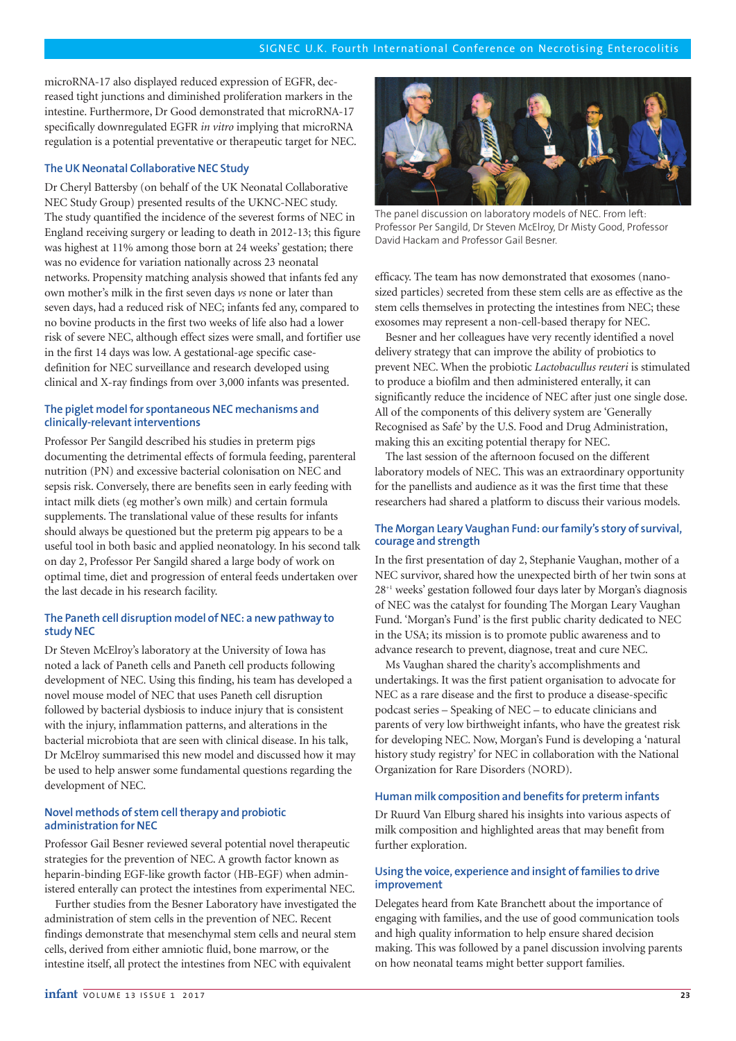microRNA-17 also displayed reduced expression of EGFR, decreased tight junctions and diminished proliferation markers in the intestine. Furthermore, Dr Good demonstrated that microRNA-17 specifically downregulated EGFR *in vitro* implying that microRNA regulation is a potential preventative or therapeutic target for NEC.

### The UK Neonatal Collaborative NEC Study

Dr Cheryl Battersby (on behalf of the UK Neonatal Collaborative NEC Study Group) presented results of the UKNC-NEC study. The study quantified the incidence of the severest forms of NEC in England receiving surgery or leading to death in 2012-13; this figure was highest at 11% among those born at 24 weeks' gestation; there was no evidence for variation nationally across 23 neonatal networks. Propensity matching analysis showed that infants fed any own mother's milk in the first seven days *vs* none or later than seven days, had a reduced risk of NEC; infants fed any, compared to no bovine products in the first two weeks of life also had a lower risk of severe NEC, although effect sizes were small, and fortifier use in the first 14 days was low. A gestational-age specific case-definition for NEC surveillance and research developed using clinical and X-ray findings from over 3,000 infants was presented.

### The piglet model for spontaneous NEC mechanisms and clinically-relevant interventions

Professor Per Sangild described his studies in preterm pigs documenting the detrimental effects of formula feeding, parenteral nutrition (PN) and excessive bacterial colonisation on NEC and sepsis risk. Conversely, there are benefits seen in early feeding with intact milk diets (eg mother's own milk) and certain formula supplements. The translational value of these results for infants should always be questioned but the preterm pig appears to be a useful tool in both basic and applied neonatology. In his second talk on day 2, Professor Per Sangild shared a large body of work on optimal time, diet and progression of enteral feeds undertaken over the last decade in his research facility.

### The Paneth cell disruption model of NEC: a new pathway to study NEC

Dr Steven McElroy's laboratory at the University of Iowa has noted a lack of Paneth cells and Paneth cell products following development of NEC. Using this finding, his team has developed a novel mouse model of NEC that uses Paneth cell disruption followed by bacterial dysbiosis to induce injury that is consistent with the injury, inflammation patterns, and alterations in the bacterial microbiota that are seen with clinical disease. In his talk, Dr McElroy summarised this new model and discussed how it may be used to help answer some fundamental questions regarding the development of NEC.

### Novel methods of stem cell therapy and probiotic administration for NEC

Professor Gail Besner reviewed several potential novel therapeutic strategies for the prevention of NEC. A growth factor known as heparin-binding EGF-like growth factor (HB-EGF) when administered enterally can protect the intestines from experimental NEC.

Further studies from the Besner Laboratory have investigated the administration of stem cells in the prevention of NEC. Recent findings demonstrate that mesenchymal stem cells and neural stem cells, derived from either amniotic fluid, bone marrow, or the intestine itself, all protect the intestines from NEC with equivalent efficacy. The team has now demonstrated that exosomes (nano-sized particles) secreted from these stem cells are as effective as the stem cells themselves in protecting the intestines from NEC; these exosomes may represent a non-cell-based therapy for NEC.

Besner and her colleagues have very recently identified a novel delivery strategy that can improve the ability of probiotics to prevent NEC. When the probiotic *Lactobacullus reuteri* is stimulated to produce a biofilm and then administered enterally, it can significantly reduce the incidence of NEC after just one single dose. All of the components of this delivery system are 'Generally Recognised as Safe' by the U.S. Food and Drug Administration, making this an exciting potential therapy for NEC.

The last session of the afternoon focused on the different laboratory models of NEC. This was an extraordinary opportunity for the panellists and audience as it was the first time that these researchers had shared a platform to discuss their various models.

The panel discussion on laboratory models of NEC. From left: Professor Per Sangild, Dr Steven McElroy, Dr Misty Good, Professor David Hackam and Professor Gail Besner.

### The Morgan Leary Vaughan Fund: our family's story of survival, courage and strength

In the first presentation of day 2, Stephanie Vaughan, mother of a NEC survivor, shared how the unexpected birth of her twin sons at $28^{+1}$ weeks' gestation followed four days later by Morgan's diagnosis of NEC was the catalyst for founding The Morgan Leary Vaughan Fund. 'Morgan's Fund' is the first public charity dedicated to NEC in the USA; its mission is to promote public awareness and to advance research to prevent, diagnose, treat and cure NEC.

Ms Vaughan shared the charity's accomplishments and undertakings. It was the first patient organisation to advocate for NEC as a rare disease and the first to produce a disease-specific podcast series – Speaking of NEC – to educate clinicians and parents of very low birthweight infants, who have the greatest risk for developing NEC. Now, Morgan's Fund is developing a 'natural history study registry' for NEC in collaboration with the National Organization for Rare Disorders (NORD).

### Human milk composition and benefits for preterm infants

Dr Ruurd Van Elburg shared his insights into various aspects of milk composition and highlighted areas that may benefit from further exploration.

### Using the voice, experience and insight of families to drive improvement

Delegates heard from Kate Branchett about the importance of engaging with families, and the use of good communication tools and high quality information to help ensure shared decision making. This was followed by a panel discussion involving parents on how neonatal teams might better support families.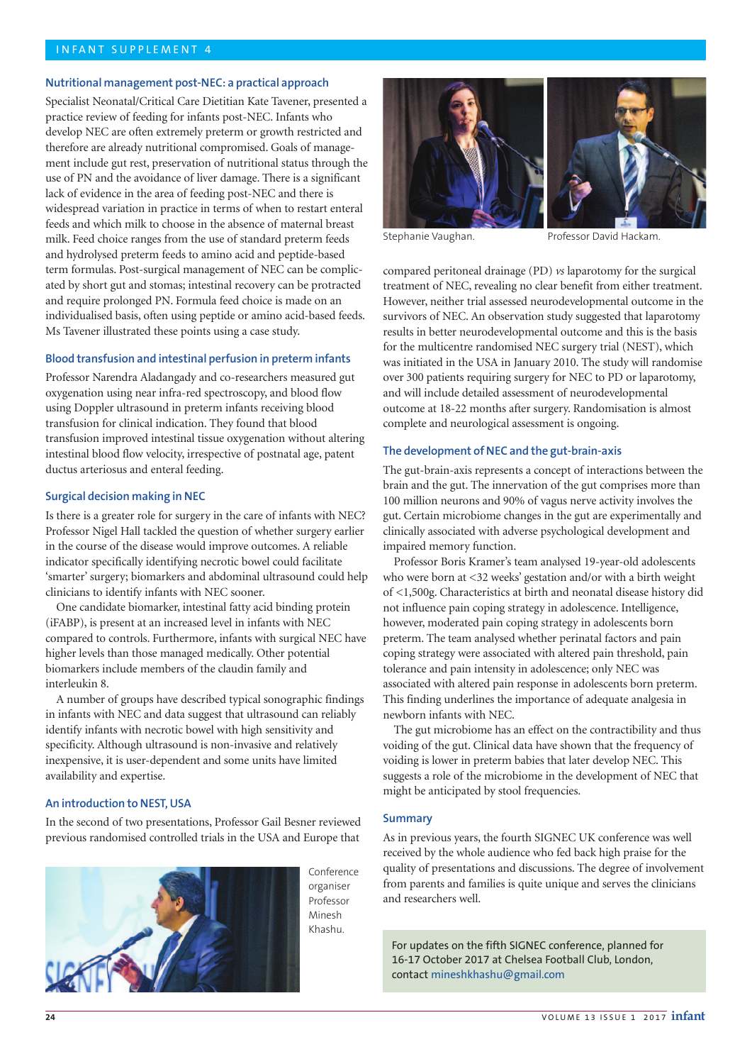### Nutritional management post-NEC: a practical approach

Specialist Neonatal/Critical Care Dietitian Kate Tavener, presented a practice review of feeding for infants post-NEC. Infants who develop NEC are often extremely preterm or growth restricted and therefore are already nutritional compromised. Goals of management include gut rest, preservation of nutritional status through the use of PN and the avoidance of liver damage. There is a significant lack of evidence in the area of feeding post-NEC and there is widespread variation in practice in terms of when to restart enteral feeds and which milk to choose in the absence of maternal breast milk. Feed choice ranges from the use of standard preterm feeds and hydrolysed preterm feeds to amino acid and peptide-based term formulas. Post-surgical management of NEC can be complicated by short gut and stomas; intestinal recovery can be protracted and require prolonged PN. Formula feed choice is made on an individualised basis, often using peptide or amino acid-based feeds. Ms Tavener illustrated these points using a case study.

### Blood transfusion and intestinal perfusion in preterm infants

Professor Narendra Aladangady and co-researchers measured gut oxygenation using near infra-red spectroscopy, and blood flow using Doppler ultrasound in preterm infants receiving blood transfusion for clinical indication. They found that blood transfusion improved intestinal tissue oxygenation without altering intestinal blood flow velocity, irrespective of postnatal age, patent ductus arteriosus and enteral feeding.

### Surgical decision making in NEC

Is there is a greater role for surgery in the care of infants with NEC? Professor Nigel Hall tackled the question of whether surgery earlier in the course of the disease would improve outcomes. A reliable indicator specifically identifying necrotic bowel could facilitate 'smarter' surgery; biomarkers and abdominal ultrasound could help clinicians to identify infants with NEC sooner.

One candidate biomarker, intestinal fatty acid binding protein (iFABP), is present at an increased level in infants with NEC compared to controls. Furthermore, infants with surgical NEC have higher levels than those managed medically. Other potential biomarkers include members of the claudin family and interleukin 8.

A number of groups have described typical sonographic findings in infants with NEC and data suggest that ultrasound can reliably identify infants with necrotic bowel with high sensitivity and specificity. Although ultrasound is non-invasive and relatively inexpensive, it is user-dependent and some units have limited availability and expertise.

### An introduction to NEST, USA

In the second of two presentations, Professor Gail Besner reviewed previous randomised controlled trials in the USA and Europe that compared peritoneal drainage (PD) *vs* laparotomy for the surgical treatment of NEC, revealing no clear benefit from either treatment. However, neither trial assessed neurodevelopmental outcome in the survivors of NEC. An observation study suggested that laparotomy results in better neurodevelopmental outcome and this is the basis for the multicentre randomised NEC surgery trial (NEST), which was initiated in the USA in January 2010. The study will randomise over 300 patients requiring surgery for NEC to PD or laparotomy, and will include detailed assessment of neurodevelopmental outcome at 18-22 months after surgery. Randomisation is almost complete and neurological assessment is ongoing.

Conference organiser Professor Minesh Khashu.

Stephanie Vaughan.

Professor David Hackam.

### The development of NEC and the gut-brain-axis

The gut-brain-axis represents a concept of interactions between the brain and the gut. The innervation of the gut comprises more than 100 million neurons and 90% of vagus nerve activity involves the gut. Certain microbiome changes in the gut are experimentally and clinically associated with adverse psychological development and impaired memory function.

Professor Boris Kramer's team analysed 19-year-old adolescents who were born at <32 weeks' gestation and/or with a birth weight of <1,500g. Characteristics at birth and neonatal disease history did not influence pain coping strategy in adolescence. Intelligence, however, moderated pain coping strategy in adolescents born preterm. The team analysed whether perinatal factors and pain coping strategy were associated with altered pain threshold, pain tolerance and pain intensity in adolescence; only NEC was associated with altered pain response in adolescents born preterm. This finding underlines the importance of adequate analgesia in newborn infants with NEC.

The gut microbiome has an effect on the contractibility and thus voiding of the gut. Clinical data have shown that the frequency of voiding is lower in preterm babies that later develop NEC. This suggests a role of the microbiome in the development of NEC that might be anticipated by stool frequencies.

### Summary

As in previous years, the fourth SIGNEC UK conference was well received by the whole audience who fed back high praise for the quality of presentations and discussions. The degree of involvement from parents and families is quite unique and serves the clinicians and researchers well.

For updates on the fifth SIGNEC conference, planned for 16-17 October 2017 at Chelsea Football Club, London, contact mineshkhashu@gmail.com